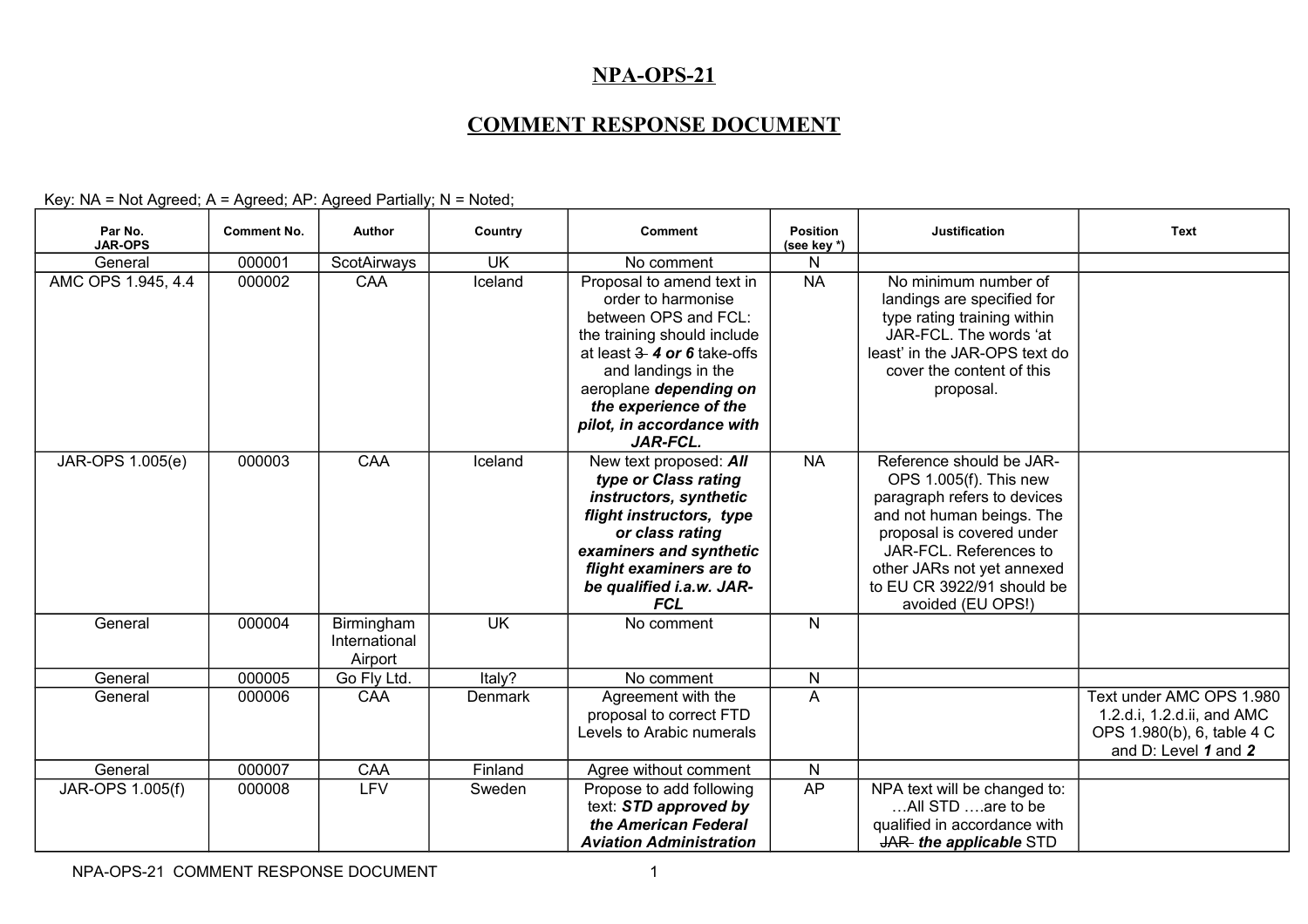# NPA-OPS-21

## COMMENT RESPONSE DOCUMENT

Key: NA = Not Agreed; A = Agreed; AP: Agreed Partially; N = Noted;

| Par No. JAR-OPS | Comment No. | Author | Country | Comment | Position (see key *) | Justification | Text |
|---|---|---|---|---|---|---|---|
| General | 000001 | ScotAirways | UK | No comment | N | | |
| AMC OPS 1.945, 4.4 | 000002 | CAA | Iceland | Proposal to amend text in order to harmonise between OPS and FCL: the training should include at least ~~3~~ ***4 or 6*** take-offs and landings in the aeroplane ***depending on the experience of the pilot, in accordance with JAR-FCL.*** | NA | No minimum number of landings are specified for type rating training within JAR-FCL. The words 'at least' in the JAR-OPS text do cover the content of this proposal. | |
| JAR-OPS 1.005(e) | 000003 | CAA | Iceland | New text proposed: ***All type or Class rating instructors, synthetic flight instructors, type or class rating examiners and synthetic flight examiners are to be qualified i.a.w. JAR-FCL*** | NA | Reference should be JAR-OPS 1.005(f). This new paragraph refers to devices and not human beings. The proposal is covered under JAR-FCL. References to other JARs not yet annexed to EU CR 3922/91 should be avoided (EU OPS!) | |
| General | 000004 | Birmingham International Airport | UK | No comment | N | | |
| General | 000005 | Go Fly Ltd. | Italy? | No comment | N | | |
| General | 000006 | CAA | Denmark | Agreement with the proposal to correct FTD Levels to Arabic numerals | A | | Text under AMC OPS 1.980 1.2.d.i, 1.2.d.ii, and AMC OPS 1.980(b), 6, table 4 C and D: Level ***1*** and ***2*** |
| General | 000007 | CAA | Finland | Agree without comment | N | | |
| JAR-OPS 1.005(f) | 000008 | LFV | Sweden | Propose to add following text: ***STD approved by the American Federal Aviation Administration*** | AP | NPA text will be changed to: …All STD ….are to be qualified in accordance with ~~JAR~~ ***the applicable*** STD | |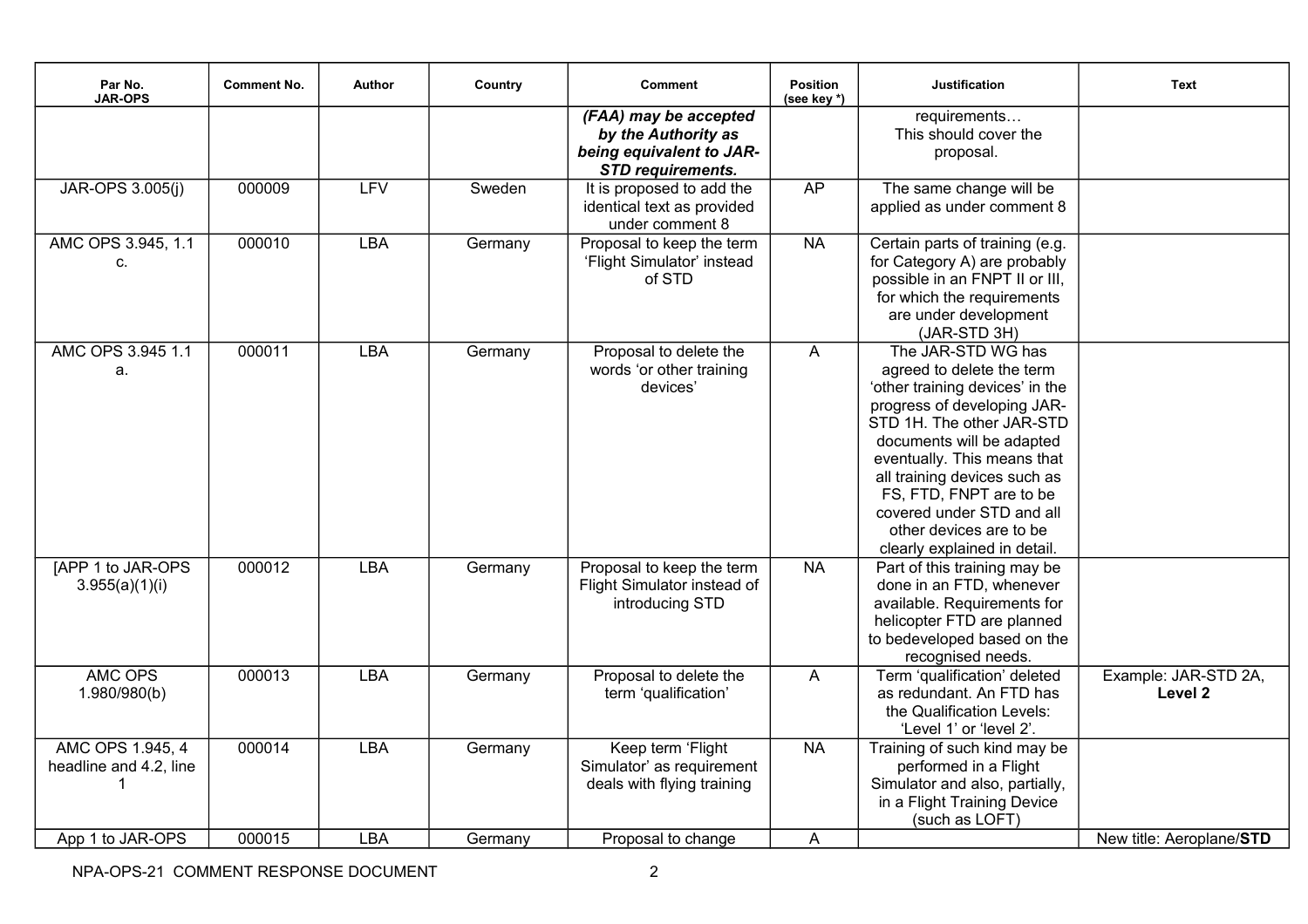| Par No. JAR-OPS | Comment No. | Author | Country | Comment | Position (see key *) | Justification | Text |
|---|---|---|---|---|---|---|---|
| | | | | ***(FAA) may be accepted by the Authority as being equivalent to JAR-STD requirements.*** | | requirements… This should cover the proposal. | |
| JAR-OPS 3.005(j) | 000009 | LFV | Sweden | It is proposed to add the identical text as provided under comment 8 | AP | The same change will be applied as under comment 8 | |
| AMC OPS 3.945, 1.1 c. | 000010 | LBA | Germany | Proposal to keep the term 'Flight Simulator' instead of STD | NA | Certain parts of training (e.g. for Category A) are probably possible in an FNPT II or III, for which the requirements are under development (JAR-STD 3H) | |
| AMC OPS 3.945 1.1 a. | 000011 | LBA | Germany | Proposal to delete the words 'or other training devices' | A | The JAR-STD WG has agreed to delete the term 'other training devices' in the progress of developing JAR-STD 1H. The other JAR-STD documents will be adapted eventually. This means that all training devices such as FS, FTD, FNPT are to be covered under STD and all other devices are to be clearly explained in detail. | |
| [APP 1 to JAR-OPS 3.955(a)(1)(i) | 000012 | LBA | Germany | Proposal to keep the term Flight Simulator instead of introducing STD | NA | Part of this training may be done in an FTD, whenever available. Requirements for helicopter FTD are planned to bedeveloped based on the recognised needs. | |
| AMC OPS 1.980/980(b) | 000013 | LBA | Germany | Proposal to delete the term 'qualification' | A | Term 'qualification' deleted as redundant. An FTD has the Qualification Levels: 'Level 1' or 'level 2'. | Example: JAR-STD 2A, **Level 2** |
| AMC OPS 1.945, 4 headline and 4.2, line 1 | 000014 | LBA | Germany | Keep term 'Flight Simulator' as requirement deals with flying training | NA | Training of such kind may be performed in a Flight Simulator and also, partially, in a Flight Training Device (such as LOFT) | |
| App 1 to JAR-OPS | 000015 | LBA | Germany | Proposal to change | A | | New title: Aeroplane/**STD** |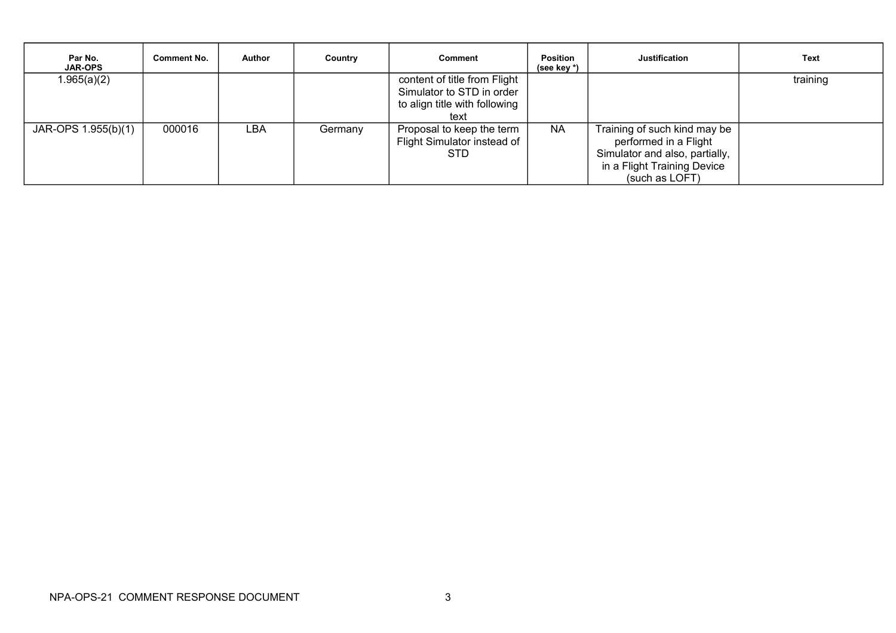| Par No. JAR-OPS | Comment No. | Author | Country | Comment | Position (see key *) | Justification | Text |
|---|---|---|---|---|---|---|---|
| 1.965(a)(2) | | | | content of title from Flight Simulator to STD in order to align title with following text | | | training |
| JAR-OPS 1.955(b)(1) | 000016 | LBA | Germany | Proposal to keep the term Flight Simulator instead of STD | NA | Training of such kind may be performed in a Flight Simulator and also, partially, in a Flight Training Device (such as LOFT) | |

NPA-OPS-21 COMMENT RESPONSE DOCUMENT